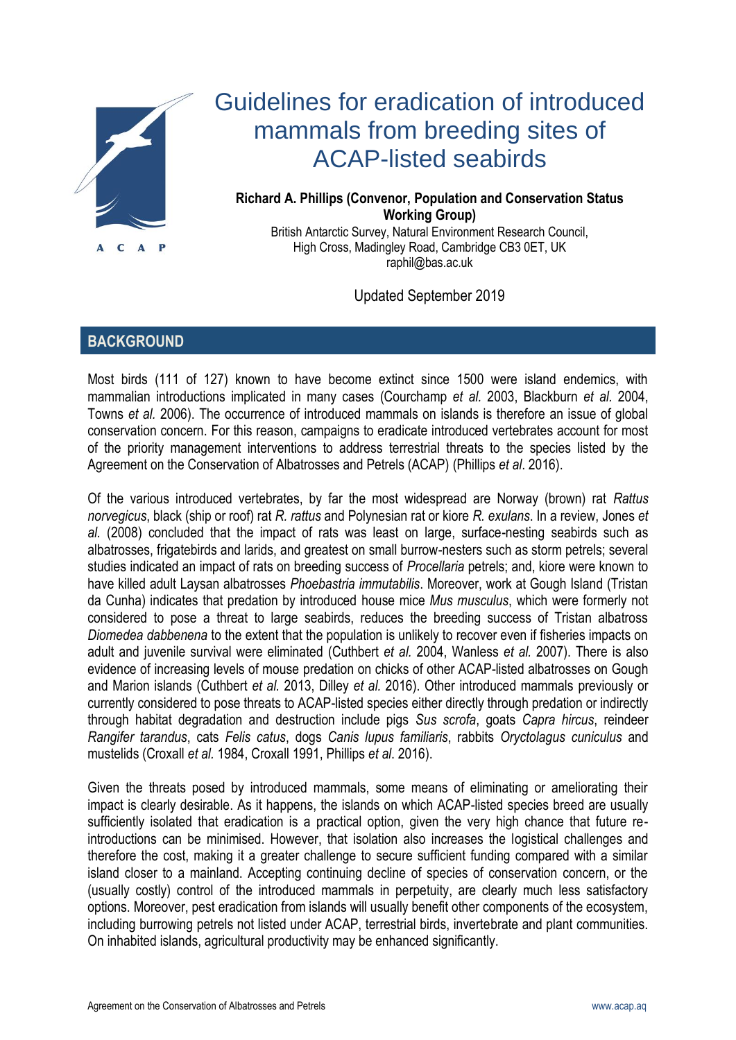# Guidelines for eradication of introduced mammals from breeding sites of ACAP-listed seabirds

**Richard A. Phillips (Convenor, Population and Conservation Status Working Group)**

British Antarctic Survey, Natural Environment Research Council, High Cross, Madingley Road, Cambridge CB3 0ET, UK
raphil@bas.ac.uk

Updated September 2019

## BACKGROUND

Most birds (111 of 127) known to have become extinct since 1500 were island endemics, with mammalian introductions implicated in many cases (Courchamp *et al.* 2003, Blackburn *et al.* 2004, Towns *et al.* 2006). The occurrence of introduced mammals on islands is therefore an issue of global conservation concern. For this reason, campaigns to eradicate introduced vertebrates account for most of the priority management interventions to address terrestrial threats to the species listed by the Agreement on the Conservation of Albatrosses and Petrels (ACAP) (Phillips *et al*. 2016).

Of the various introduced vertebrates, by far the most widespread are Norway (brown) rat *Rattus norvegicus*, black (ship or roof) rat *R. rattus* and Polynesian rat or kiore *R. exulans*. In a review, Jones *et al.* (2008) concluded that the impact of rats was least on large, surface-nesting seabirds such as albatrosses, frigatebirds and larids, and greatest on small burrow-nesters such as storm petrels; several studies indicated an impact of rats on breeding success of *Procellaria* petrels; and, kiore were known to have killed adult Laysan albatrosses *Phoebastria immutabilis*. Moreover, work at Gough Island (Tristan da Cunha) indicates that predation by introduced house mice *Mus musculus*, which were formerly not considered to pose a threat to large seabirds, reduces the breeding success of Tristan albatross *Diomedea dabbenena* to the extent that the population is unlikely to recover even if fisheries impacts on adult and juvenile survival were eliminated (Cuthbert *et al.* 2004, Wanless *et al.* 2007). There is also evidence of increasing levels of mouse predation on chicks of other ACAP-listed albatrosses on Gough and Marion islands (Cuthbert *et al.* 2013, Dilley *et al.* 2016). Other introduced mammals previously or currently considered to pose threats to ACAP-listed species either directly through predation or indirectly through habitat degradation and destruction include pigs *Sus scrofa*, goats *Capra hircus*, reindeer *Rangifer tarandus*, cats *Felis catus*, dogs *Canis lupus familiaris*, rabbits *Oryctolagus cuniculus* and mustelids (Croxall *et al.* 1984, Croxall 1991, Phillips *et al*. 2016).

Given the threats posed by introduced mammals, some means of eliminating or ameliorating their impact is clearly desirable. As it happens, the islands on which ACAP-listed species breed are usually sufficiently isolated that eradication is a practical option, given the very high chance that future re-introductions can be minimised. However, that isolation also increases the logistical challenges and therefore the cost, making it a greater challenge to secure sufficient funding compared with a similar island closer to a mainland. Accepting continuing decline of species of conservation concern, or the (usually costly) control of the introduced mammals in perpetuity, are clearly much less satisfactory options. Moreover, pest eradication from islands will usually benefit other components of the ecosystem, including burrowing petrels not listed under ACAP, terrestrial birds, invertebrate and plant communities. On inhabited islands, agricultural productivity may be enhanced significantly.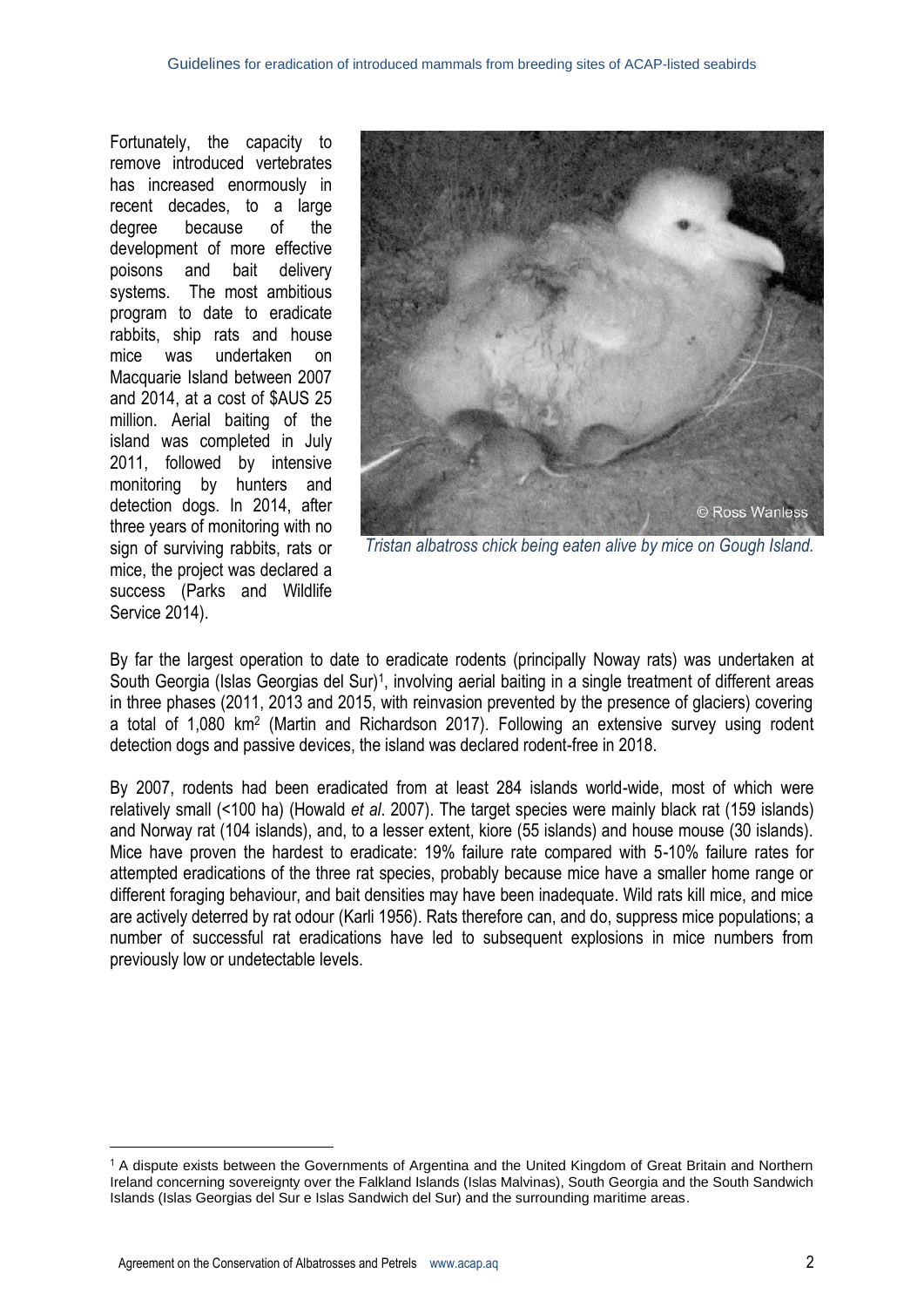Fortunately, the capacity to remove introduced vertebrates has increased enormously in recent decades, to a large degree because of the development of more effective poisons and bait delivery systems. The most ambitious program to date to eradicate rabbits, ship rats and house mice was undertaken on Macquarie Island between 2007 and 2014, at a cost of $AUS 25 million. Aerial baiting of the island was completed in July 2011, followed by intensive monitoring by hunters and detection dogs. In 2014, after three years of monitoring with no sign of surviving rabbits, rats or mice, the project was declared a success (Parks and Wildlife Service 2014).

*Tristan albatross chick being eaten alive by mice on Gough Island.*

By far the largest operation to date to eradicate rodents (principally Noway rats) was undertaken at South Georgia (Islas Georgias del Sur)[1], involving aerial baiting in a single treatment of different areas in three phases (2011, 2013 and 2015, with reinvasion prevented by the presence of glaciers) covering a total of 1,080 km$^2$ (Martin and Richardson 2017). Following an extensive survey using rodent detection dogs and passive devices, the island was declared rodent-free in 2018.

By 2007, rodents had been eradicated from at least 284 islands world-wide, most of which were relatively small (<100 ha) (Howald *et al*. 2007). The target species were mainly black rat (159 islands) and Norway rat (104 islands), and, to a lesser extent, kiore (55 islands) and house mouse (30 islands). Mice have proven the hardest to eradicate: 19% failure rate compared with 5-10% failure rates for attempted eradications of the three rat species, probably because mice have a smaller home range or different foraging behaviour, and bait densities may have been inadequate. Wild rats kill mice, and mice are actively deterred by rat odour (Karli 1956). Rats therefore can, and do, suppress mice populations; a number of successful rat eradications have led to subsequent explosions in mice numbers from previously low or undetectable levels.

[1] A dispute exists between the Governments of Argentina and the United Kingdom of Great Britain and Northern Ireland concerning sovereignty over the Falkland Islands (Islas Malvinas), South Georgia and the South Sandwich Islands (Islas Georgias del Sur e Islas Sandwich del Sur) and the surrounding maritime areas.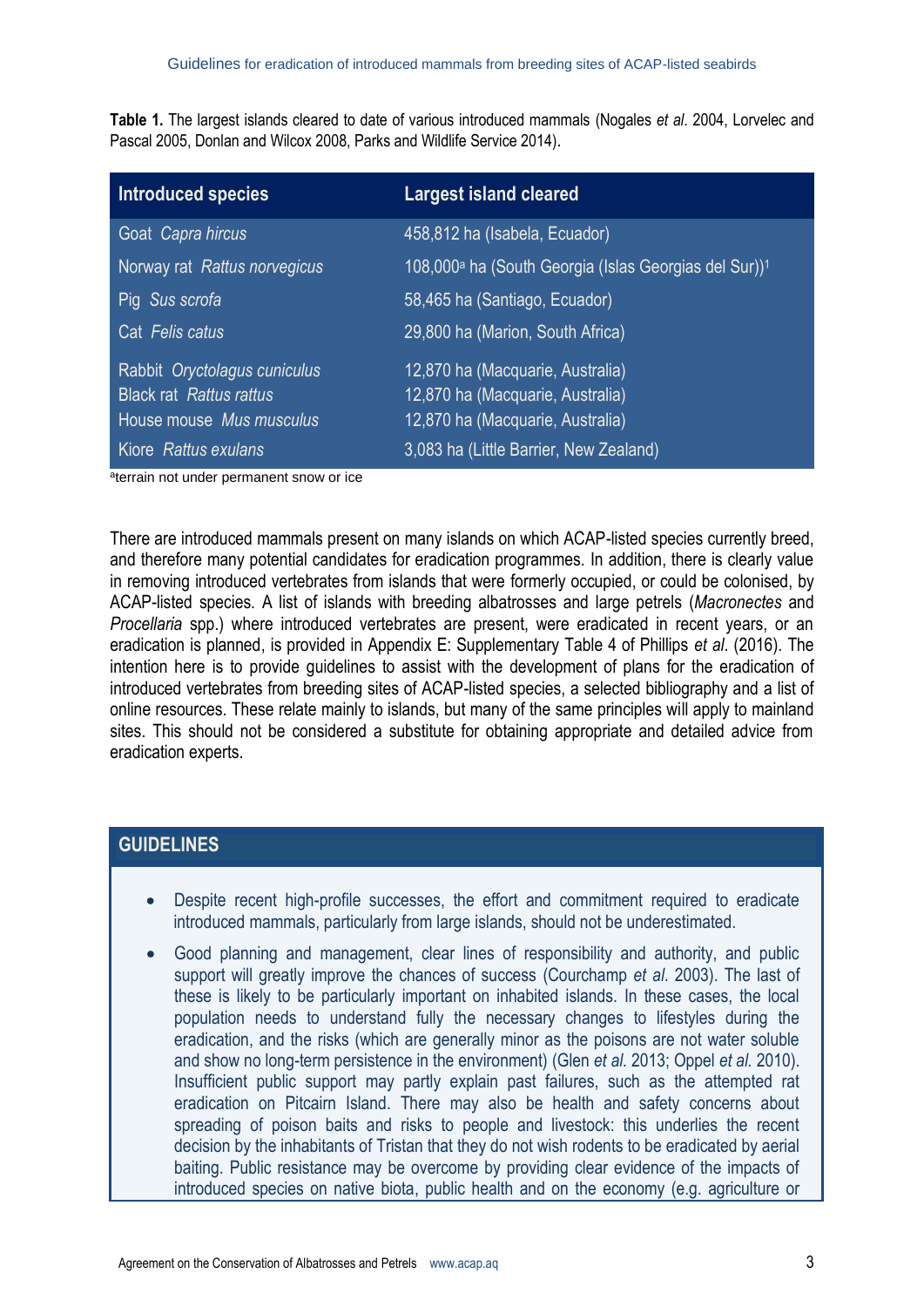**Table 1.** The largest islands cleared to date of various introduced mammals (Nogales *et al*. 2004, Lorvelec and Pascal 2005, Donlan and Wilcox 2008, Parks and Wildlife Service 2014).

| Introduced species | Largest island cleared |
|---|---|
| Goat *Capra hircus* | 458,812 ha (Isabela, Ecuador) |
| Norway rat *Rattus norvegicus* | 108,000[a] ha (South Georgia (Islas Georgias del Sur))[1] |
| Pig *Sus scrofa* | 58,465 ha (Santiago, Ecuador) |
| Cat *Felis catus* | 29,800 ha (Marion, South Africa) |
| Rabbit *Oryctolagus cuniculus* | 12,870 ha (Macquarie, Australia) |
| Black rat *Rattus rattus* | 12,870 ha (Macquarie, Australia) |
| House mouse *Mus musculus* | 12,870 ha (Macquarie, Australia) |
| Kiore *Rattus exulans* | 3,083 ha (Little Barrier, New Zealand) |

[a]terrain not under permanent snow or ice

There are introduced mammals present on many islands on which ACAP-listed species currently breed, and therefore many potential candidates for eradication programmes. In addition, there is clearly value in removing introduced vertebrates from islands that were formerly occupied, or could be colonised, by ACAP-listed species. A list of islands with breeding albatrosses and large petrels (*Macronectes* and *Procellaria* spp.) where introduced vertebrates are present, were eradicated in recent years, or an eradication is planned, is provided in Appendix E: Supplementary Table 4 of Phillips *et al*. (2016). The intention here is to provide guidelines to assist with the development of plans for the eradication of introduced vertebrates from breeding sites of ACAP-listed species, a selected bibliography and a list of online resources. These relate mainly to islands, but many of the same principles will apply to mainland sites. This should not be considered a substitute for obtaining appropriate and detailed advice from eradication experts.

## GUIDELINES

- Despite recent high-profile successes, the effort and commitment required to eradicate introduced mammals, particularly from large islands, should not be underestimated.
- Good planning and management, clear lines of responsibility and authority, and public support will greatly improve the chances of success (Courchamp *et al*. 2003). The last of these is likely to be particularly important on inhabited islands. In these cases, the local population needs to understand fully the necessary changes to lifestyles during the eradication, and the risks (which are generally minor as the poisons are not water soluble and show no long-term persistence in the environment) (Glen *et al.* 2013; Oppel *et al.* 2010). Insufficient public support may partly explain past failures, such as the attempted rat eradication on Pitcairn Island. There may also be health and safety concerns about spreading of poison baits and risks to people and livestock: this underlies the recent decision by the inhabitants of Tristan that they do not wish rodents to be eradicated by aerial baiting. Public resistance may be overcome by providing clear evidence of the impacts of introduced species on native biota, public health and on the economy (e.g. agriculture or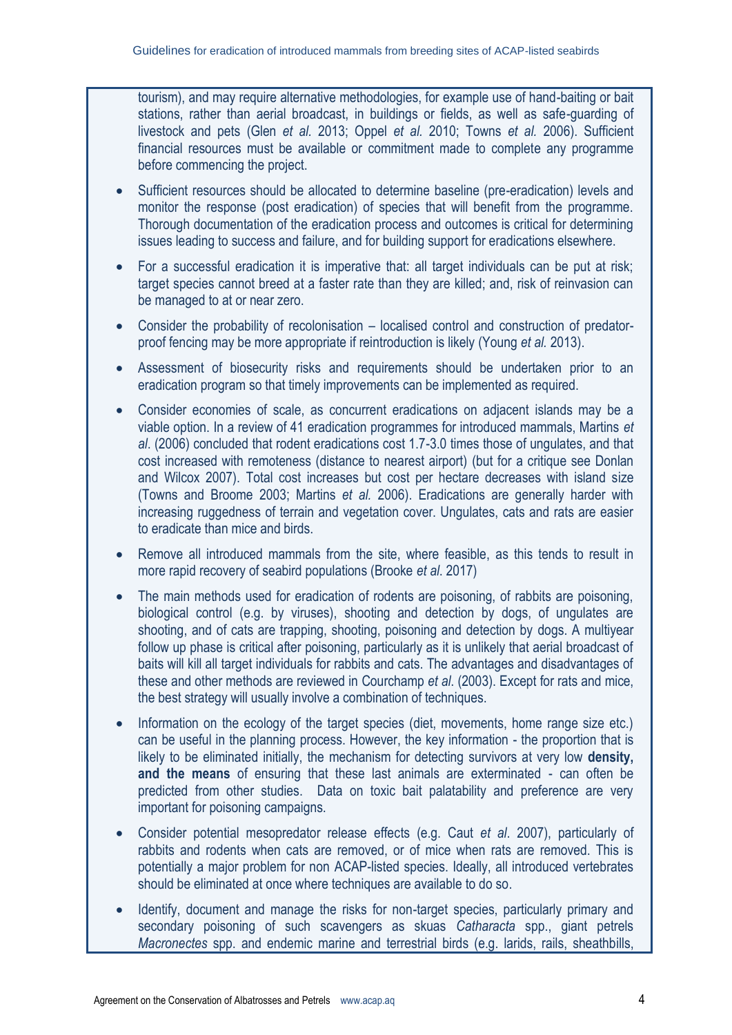tourism), and may require alternative methodologies, for example use of hand-baiting or bait stations, rather than aerial broadcast, in buildings or fields, as well as safe-guarding of livestock and pets (Glen *et al.* 2013; Oppel *et al.* 2010; Towns *et al.* 2006). Sufficient financial resources must be available or commitment made to complete any programme before commencing the project.

- Sufficient resources should be allocated to determine baseline (pre-eradication) levels and monitor the response (post eradication) of species that will benefit from the programme. Thorough documentation of the eradication process and outcomes is critical for determining issues leading to success and failure, and for building support for eradications elsewhere.
- For a successful eradication it is imperative that: all target individuals can be put at risk; target species cannot breed at a faster rate than they are killed; and, risk of reinvasion can be managed to at or near zero.
- Consider the probability of recolonisation – localised control and construction of predator-proof fencing may be more appropriate if reintroduction is likely (Young *et al.* 2013).
- Assessment of biosecurity risks and requirements should be undertaken prior to an eradication program so that timely improvements can be implemented as required.
- Consider economies of scale, as concurrent eradications on adjacent islands may be a viable option. In a review of 41 eradication programmes for introduced mammals, Martins *et al*. (2006) concluded that rodent eradications cost 1.7-3.0 times those of ungulates, and that cost increased with remoteness (distance to nearest airport) (but for a critique see Donlan and Wilcox 2007). Total cost increases but cost per hectare decreases with island size (Towns and Broome 2003; Martins *et al.* 2006). Eradications are generally harder with increasing ruggedness of terrain and vegetation cover. Ungulates, cats and rats are easier to eradicate than mice and birds.
- Remove all introduced mammals from the site, where feasible, as this tends to result in more rapid recovery of seabird populations (Brooke *et al*. 2017)
- The main methods used for eradication of rodents are poisoning, of rabbits are poisoning, biological control (e.g. by viruses), shooting and detection by dogs, of ungulates are shooting, and of cats are trapping, shooting, poisoning and detection by dogs. A multiyear follow up phase is critical after poisoning, particularly as it is unlikely that aerial broadcast of baits will kill all target individuals for rabbits and cats. The advantages and disadvantages of these and other methods are reviewed in Courchamp *et al*. (2003). Except for rats and mice, the best strategy will usually involve a combination of techniques.
- Information on the ecology of the target species (diet, movements, home range size etc.) can be useful in the planning process. However, the key information - the proportion that is likely to be eliminated initially, the mechanism for detecting survivors at very low **density, and the means** of ensuring that these last animals are exterminated - can often be predicted from other studies. Data on toxic bait palatability and preference are very important for poisoning campaigns.
- Consider potential mesopredator release effects (e.g. Caut *et al*. 2007), particularly of rabbits and rodents when cats are removed, or of mice when rats are removed. This is potentially a major problem for non ACAP-listed species. Ideally, all introduced vertebrates should be eliminated at once where techniques are available to do so.
- Identify, document and manage the risks for non-target species, particularly primary and secondary poisoning of such scavengers as skuas *Catharacta* spp., giant petrels *Macronectes* spp. and endemic marine and terrestrial birds (e.g. larids, rails, sheathbills,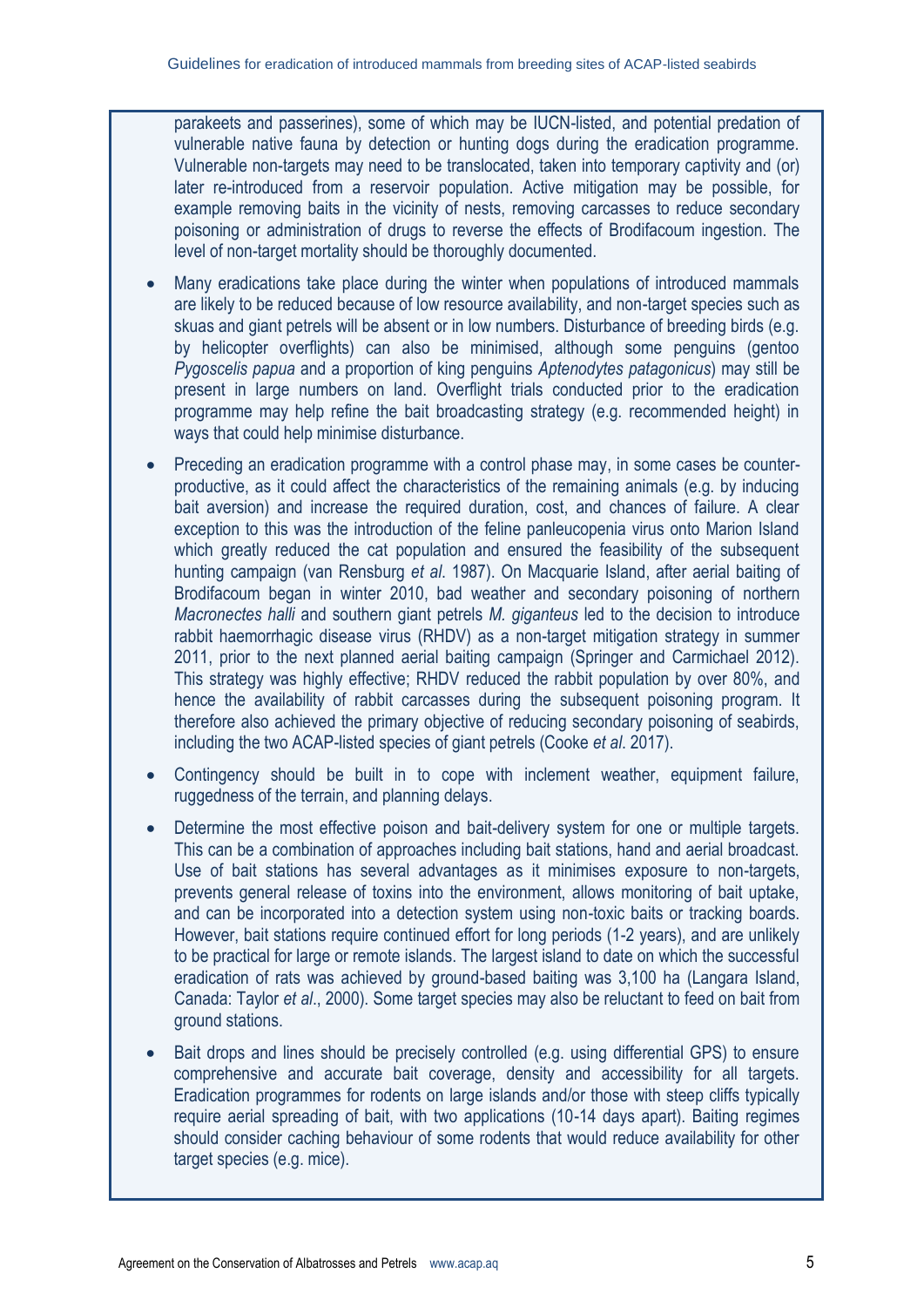parakeets and passerines), some of which may be IUCN-listed, and potential predation of vulnerable native fauna by detection or hunting dogs during the eradication programme. Vulnerable non-targets may need to be translocated, taken into temporary captivity and (or) later re-introduced from a reservoir population. Active mitigation may be possible, for example removing baits in the vicinity of nests, removing carcasses to reduce secondary poisoning or administration of drugs to reverse the effects of Brodifacoum ingestion. The level of non-target mortality should be thoroughly documented.

- Many eradications take place during the winter when populations of introduced mammals are likely to be reduced because of low resource availability, and non-target species such as skuas and giant petrels will be absent or in low numbers. Disturbance of breeding birds (e.g. by helicopter overflights) can also be minimised, although some penguins (gentoo *Pygoscelis papua* and a proportion of king penguins *Aptenodytes patagonicus*) may still be present in large numbers on land. Overflight trials conducted prior to the eradication programme may help refine the bait broadcasting strategy (e.g. recommended height) in ways that could help minimise disturbance.
- Preceding an eradication programme with a control phase may, in some cases be counter-productive, as it could affect the characteristics of the remaining animals (e.g. by inducing bait aversion) and increase the required duration, cost, and chances of failure. A clear exception to this was the introduction of the feline panleucopenia virus onto Marion Island which greatly reduced the cat population and ensured the feasibility of the subsequent hunting campaign (van Rensburg *et al*. 1987). On Macquarie Island, after aerial baiting of Brodifacoum began in winter 2010, bad weather and secondary poisoning of northern *Macronectes halli* and southern giant petrels *M. giganteus* led to the decision to introduce rabbit haemorrhagic disease virus (RHDV) as a non-target mitigation strategy in summer 2011, prior to the next planned aerial baiting campaign (Springer and Carmichael 2012). This strategy was highly effective; RHDV reduced the rabbit population by over 80%, and hence the availability of rabbit carcasses during the subsequent poisoning program. It therefore also achieved the primary objective of reducing secondary poisoning of seabirds, including the two ACAP-listed species of giant petrels (Cooke *et al*. 2017).
- Contingency should be built in to cope with inclement weather, equipment failure, ruggedness of the terrain, and planning delays.
- Determine the most effective poison and bait-delivery system for one or multiple targets. This can be a combination of approaches including bait stations, hand and aerial broadcast. Use of bait stations has several advantages as it minimises exposure to non-targets, prevents general release of toxins into the environment, allows monitoring of bait uptake, and can be incorporated into a detection system using non-toxic baits or tracking boards. However, bait stations require continued effort for long periods (1-2 years), and are unlikely to be practical for large or remote islands. The largest island to date on which the successful eradication of rats was achieved by ground-based baiting was 3,100 ha (Langara Island, Canada: Taylor *et al*., 2000). Some target species may also be reluctant to feed on bait from ground stations.
- Bait drops and lines should be precisely controlled (e.g. using differential GPS) to ensure comprehensive and accurate bait coverage, density and accessibility for all targets. Eradication programmes for rodents on large islands and/or those with steep cliffs typically require aerial spreading of bait, with two applications (10-14 days apart). Baiting regimes should consider caching behaviour of some rodents that would reduce availability for other target species (e.g. mice).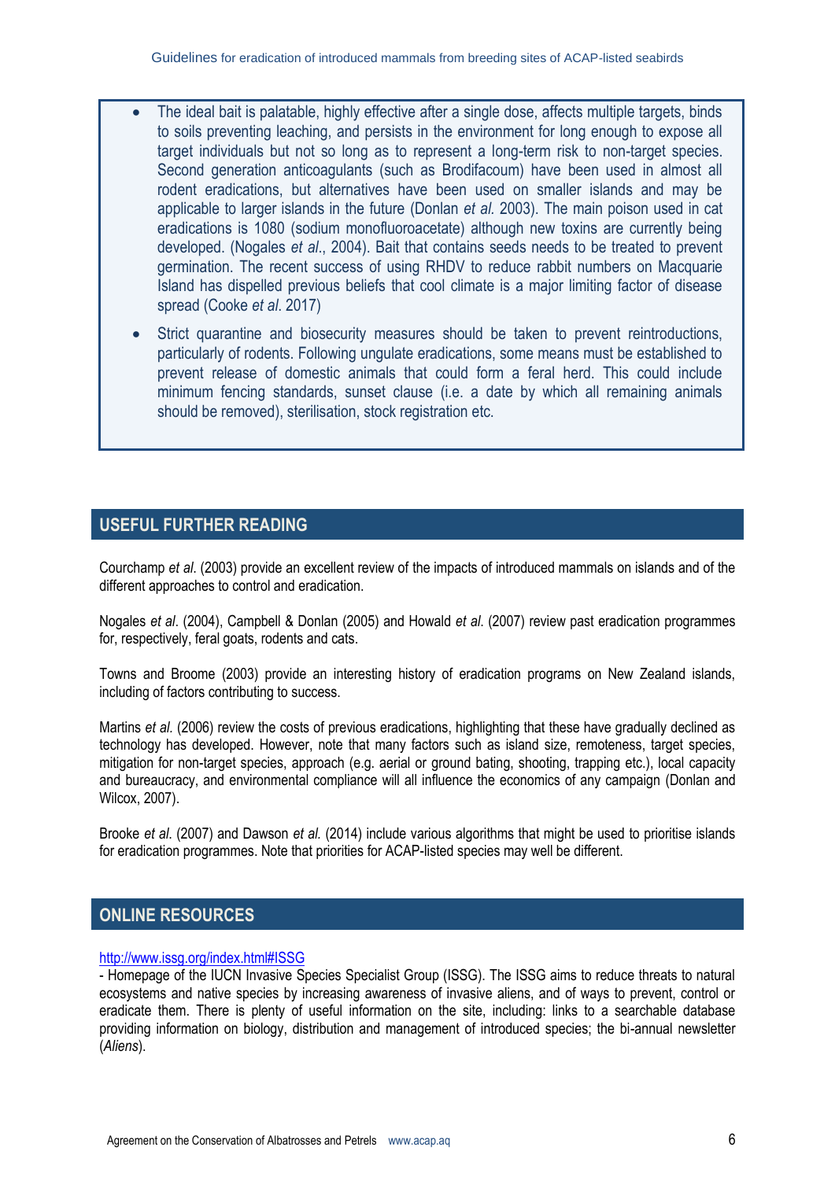- The ideal bait is palatable, highly effective after a single dose, affects multiple targets, binds to soils preventing leaching, and persists in the environment for long enough to expose all target individuals but not so long as to represent a long-term risk to non-target species. Second generation anticoagulants (such as Brodifacoum) have been used in almost all rodent eradications, but alternatives have been used on smaller islands and may be applicable to larger islands in the future (Donlan *et al.* 2003). The main poison used in cat eradications is 1080 (sodium monofluoroacetate) although new toxins are currently being developed. (Nogales *et al*., 2004). Bait that contains seeds needs to be treated to prevent germination. The recent success of using RHDV to reduce rabbit numbers on Macquarie Island has dispelled previous beliefs that cool climate is a major limiting factor of disease spread (Cooke *et al*. 2017)
- Strict quarantine and biosecurity measures should be taken to prevent reintroductions, particularly of rodents. Following ungulate eradications, some means must be established to prevent release of domestic animals that could form a feral herd. This could include minimum fencing standards, sunset clause (i.e. a date by which all remaining animals should be removed), sterilisation, stock registration etc.

## USEFUL FURTHER READING

Courchamp *et al*. (2003) provide an excellent review of the impacts of introduced mammals on islands and of the different approaches to control and eradication.

Nogales *et al*. (2004), Campbell & Donlan (2005) and Howald *et al*. (2007) review past eradication programmes for, respectively, feral goats, rodents and cats.

Towns and Broome (2003) provide an interesting history of eradication programs on New Zealand islands, including of factors contributing to success.

Martins *et al.* (2006) review the costs of previous eradications, highlighting that these have gradually declined as technology has developed. However, note that many factors such as island size, remoteness, target species, mitigation for non-target species, approach (e.g. aerial or ground bating, shooting, trapping etc.), local capacity and bureaucracy, and environmental compliance will all influence the economics of any campaign (Donlan and Wilcox, 2007).

Brooke *et al.* (2007) and Dawson *et al.* (2014) include various algorithms that might be used to prioritise islands for eradication programmes. Note that priorities for ACAP-listed species may well be different.

## ONLINE RESOURCES

http://www.issg.org/index.html#ISSG
- Homepage of the IUCN Invasive Species Specialist Group (ISSG). The ISSG aims to reduce threats to natural ecosystems and native species by increasing awareness of invasive aliens, and of ways to prevent, control or eradicate them. There is plenty of useful information on the site, including: links to a searchable database providing information on biology, distribution and management of introduced species; the bi-annual newsletter (*Aliens*).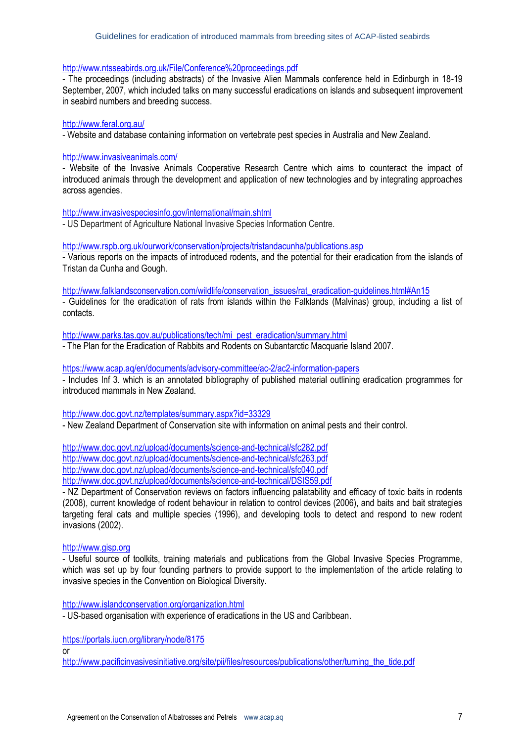http://www.ntsseabirds.org.uk/File/Conference%20proceedings.pdf
- The proceedings (including abstracts) of the Invasive Alien Mammals conference held in Edinburgh in 18-19 September, 2007, which included talks on many successful eradications on islands and subsequent improvement in seabird numbers and breeding success.

http://www.feral.org.au/
- Website and database containing information on vertebrate pest species in Australia and New Zealand.

http://www.invasiveanimals.com/
- Website of the Invasive Animals Cooperative Research Centre which aims to counteract the impact of introduced animals through the development and application of new technologies and by integrating approaches across agencies.

http://www.invasivespeciesinfo.gov/international/main.shtml
- US Department of Agriculture National Invasive Species Information Centre.

http://www.rspb.org.uk/ourwork/conservation/projects/tristandacunha/publications.asp
- Various reports on the impacts of introduced rodents, and the potential for their eradication from the islands of Tristan da Cunha and Gough.

http://www.falklandsconservation.com/wildlife/conservation_issues/rat_eradication-guidelines.html#An15
- Guidelines for the eradication of rats from islands within the Falklands (Malvinas) group, including a list of contacts.

http://www.parks.tas.gov.au/publications/tech/mi_pest_eradication/summary.html
- The Plan for the Eradication of Rabbits and Rodents on Subantarctic Macquarie Island 2007.

https://www.acap.aq/en/documents/advisory-committee/ac-2/ac2-information-papers
- Includes Inf 3. which is an annotated bibliography of published material outlining eradication programmes for introduced mammals in New Zealand.

http://www.doc.govt.nz/templates/summary.aspx?id=33329
- New Zealand Department of Conservation site with information on animal pests and their control.

http://www.doc.govt.nz/upload/documents/science-and-technical/sfc282.pdf
http://www.doc.govt.nz/upload/documents/science-and-technical/sfc263.pdf
http://www.doc.govt.nz/upload/documents/science-and-technical/sfc040.pdf
http://www.doc.govt.nz/upload/documents/science-and-technical/DSIS59.pdf
- NZ Department of Conservation reviews on factors influencing palatability and efficacy of toxic baits in rodents (2008), current knowledge of rodent behaviour in relation to control devices (2006), and baits and bait strategies targeting feral cats and multiple species (1996), and developing tools to detect and respond to new rodent invasions (2002).

http://www.gisp.org
- Useful source of toolkits, training materials and publications from the Global Invasive Species Programme, which was set up by four founding partners to provide support to the implementation of the article relating to invasive species in the Convention on Biological Diversity.

http://www.islandconservation.org/organization.html
- US-based organisation with experience of eradications in the US and Caribbean.

https://portals.iucn.org/library/node/8175
or
http://www.pacificinvasivesinitiative.org/site/pii/files/resources/publications/other/turning_the_tide.pdf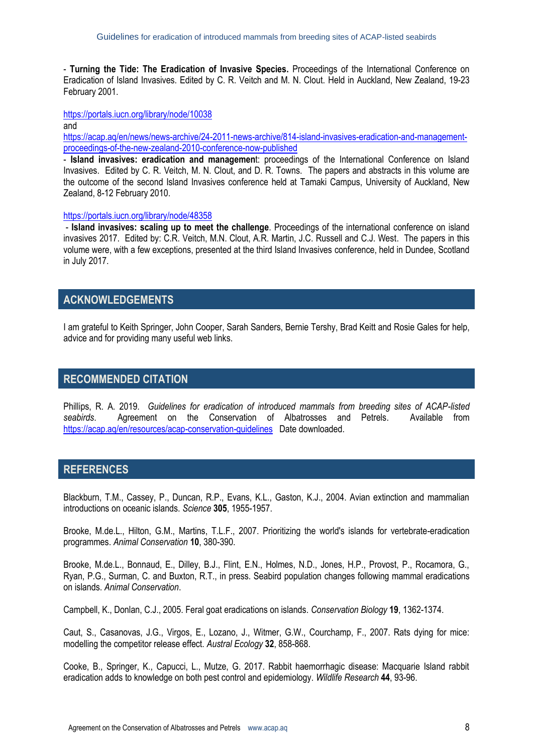- **Turning the Tide: The Eradication of Invasive Species.** Proceedings of the International Conference on Eradication of Island Invasives. Edited by C. R. Veitch and M. N. Clout. Held in Auckland, New Zealand, 19-23 February 2001.

https://portals.iucn.org/library/node/10038

and

https://acap.aq/en/news/news-archive/24-2011-news-archive/814-island-invasives-eradication-and-management-proceedings-of-the-new-zealand-2010-conference-now-published

- **Island invasives: eradication and management**: proceedings of the International Conference on Island Invasives. Edited by C. R. Veitch, M. N. Clout, and D. R. Towns. The papers and abstracts in this volume are the outcome of the second Island Invasives conference held at Tamaki Campus, University of Auckland, New Zealand, 8-12 February 2010.

https://portals.iucn.org/library/node/48358

- **Island invasives: scaling up to meet the challenge**. Proceedings of the international conference on island invasives 2017. Edited by: C.R. Veitch, M.N. Clout, A.R. Martin, J.C. Russell and C.J. West. The papers in this volume were, with a few exceptions, presented at the third Island Invasives conference, held in Dundee, Scotland in July 2017.

## ACKNOWLEDGEMENTS

I am grateful to Keith Springer, John Cooper, Sarah Sanders, Bernie Tershy, Brad Keitt and Rosie Gales for help, advice and for providing many useful web links.

## RECOMMENDED CITATION

Phillips, R. A. 2019. *Guidelines for eradication of introduced mammals from breeding sites of ACAP-listed seabirds*. Agreement on the Conservation of Albatrosses and Petrels. Available from https://acap.aq/en/resources/acap-conservation-guidelines Date downloaded.

## REFERENCES

Blackburn, T.M., Cassey, P., Duncan, R.P., Evans, K.L., Gaston, K.J., 2004. Avian extinction and mammalian introductions on oceanic islands. *Science* **305**, 1955-1957.

Brooke, M.de.L., Hilton, G.M., Martins, T.L.F., 2007. Prioritizing the world's islands for vertebrate-eradication programmes. *Animal Conservation* **10**, 380-390.

Brooke, M.de.L., Bonnaud, E., Dilley, B.J., Flint, E.N., Holmes, N.D., Jones, H.P., Provost, P., Rocamora, G., Ryan, P.G., Surman, C. and Buxton, R.T., in press. Seabird population changes following mammal eradications on islands. *Animal Conservation*.

Campbell, K., Donlan, C.J., 2005. Feral goat eradications on islands. *Conservation Biology* **19**, 1362-1374.

Caut, S., Casanovas, J.G., Virgos, E., Lozano, J., Witmer, G.W., Courchamp, F., 2007. Rats dying for mice: modelling the competitor release effect. *Austral Ecology* **32**, 858-868.

Cooke, B., Springer, K., Capucci, L., Mutze, G. 2017. Rabbit haemorrhagic disease: Macquarie Island rabbit eradication adds to knowledge on both pest control and epidemiology. *Wildlife Research* **44**, 93-96.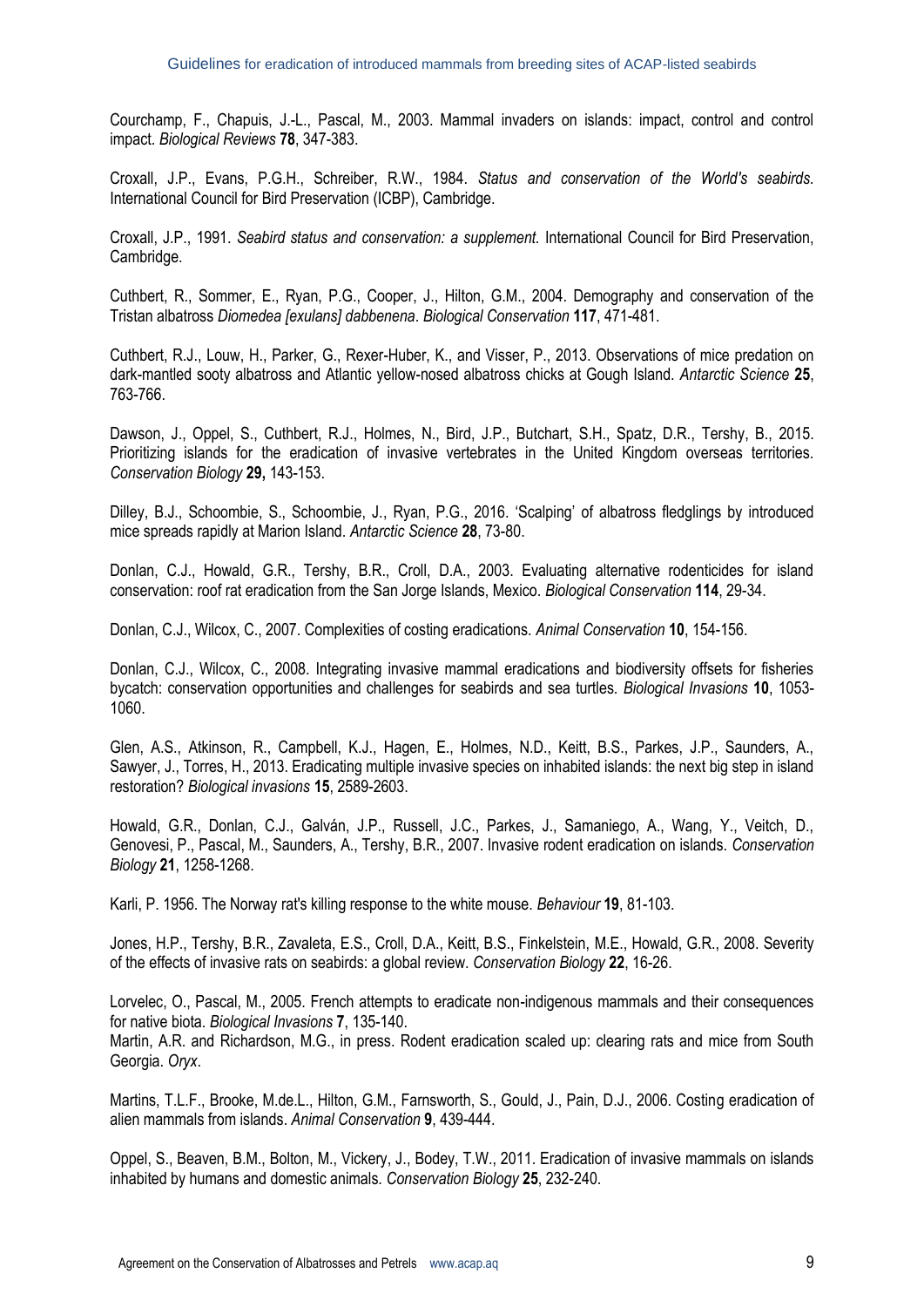Courchamp, F., Chapuis, J.-L., Pascal, M., 2003. Mammal invaders on islands: impact, control and control impact. *Biological Reviews* **78**, 347-383.

Croxall, J.P., Evans, P.G.H., Schreiber, R.W., 1984. *Status and conservation of the World's seabirds.* International Council for Bird Preservation (ICBP), Cambridge.

Croxall, J.P., 1991. *Seabird status and conservation: a supplement.* International Council for Bird Preservation, Cambridge.

Cuthbert, R., Sommer, E., Ryan, P.G., Cooper, J., Hilton, G.M., 2004. Demography and conservation of the Tristan albatross *Diomedea [exulans] dabbenena*. *Biological Conservation* **117**, 471-481.

Cuthbert, R.J., Louw, H., Parker, G., Rexer-Huber, K., and Visser, P., 2013. Observations of mice predation on dark-mantled sooty albatross and Atlantic yellow-nosed albatross chicks at Gough Island. *Antarctic Science* **25**, 763-766.

Dawson, J., Oppel, S., Cuthbert, R.J., Holmes, N., Bird, J.P., Butchart, S.H., Spatz, D.R., Tershy, B., 2015. Prioritizing islands for the eradication of invasive vertebrates in the United Kingdom overseas territories. *Conservation Biology* **29,** 143-153.

Dilley, B.J., Schoombie, S., Schoombie, J., Ryan, P.G., 2016. 'Scalping' of albatross fledglings by introduced mice spreads rapidly at Marion Island. *Antarctic Science* **28**, 73-80.

Donlan, C.J., Howald, G.R., Tershy, B.R., Croll, D.A., 2003. Evaluating alternative rodenticides for island conservation: roof rat eradication from the San Jorge Islands, Mexico. *Biological Conservation* **114**, 29-34.

Donlan, C.J., Wilcox, C., 2007. Complexities of costing eradications. *Animal Conservation* **10**, 154-156.

Donlan, C.J., Wilcox, C., 2008. Integrating invasive mammal eradications and biodiversity offsets for fisheries bycatch: conservation opportunities and challenges for seabirds and sea turtles. *Biological Invasions* **10**, 1053-1060.

Glen, A.S., Atkinson, R., Campbell, K.J., Hagen, E., Holmes, N.D., Keitt, B.S., Parkes, J.P., Saunders, A., Sawyer, J., Torres, H., 2013. Eradicating multiple invasive species on inhabited islands: the next big step in island restoration? *Biological invasions* **15**, 2589-2603.

Howald, G.R., Donlan, C.J., Galván, J.P., Russell, J.C., Parkes, J., Samaniego, A., Wang, Y., Veitch, D., Genovesi, P., Pascal, M., Saunders, A., Tershy, B.R., 2007. Invasive rodent eradication on islands. *Conservation Biology* **21**, 1258-1268.

Karli, P. 1956. The Norway rat's killing response to the white mouse. *Behaviour* **19**, 81-103.

Jones, H.P., Tershy, B.R., Zavaleta, E.S., Croll, D.A., Keitt, B.S., Finkelstein, M.E., Howald, G.R., 2008. Severity of the effects of invasive rats on seabirds: a global review. *Conservation Biology* **22**, 16-26.

Lorvelec, O., Pascal, M., 2005. French attempts to eradicate non-indigenous mammals and their consequences for native biota. *Biological Invasions* **7**, 135-140.

Martin, A.R. and Richardson, M.G., in press. Rodent eradication scaled up: clearing rats and mice from South Georgia. *Oryx*.

Martins, T.L.F., Brooke, M.de.L., Hilton, G.M., Farnsworth, S., Gould, J., Pain, D.J., 2006. Costing eradication of alien mammals from islands. *Animal Conservation* **9**, 439-444.

Oppel, S., Beaven, B.M., Bolton, M., Vickery, J., Bodey, T.W., 2011. Eradication of invasive mammals on islands inhabited by humans and domestic animals. *Conservation Biology* **25**, 232-240.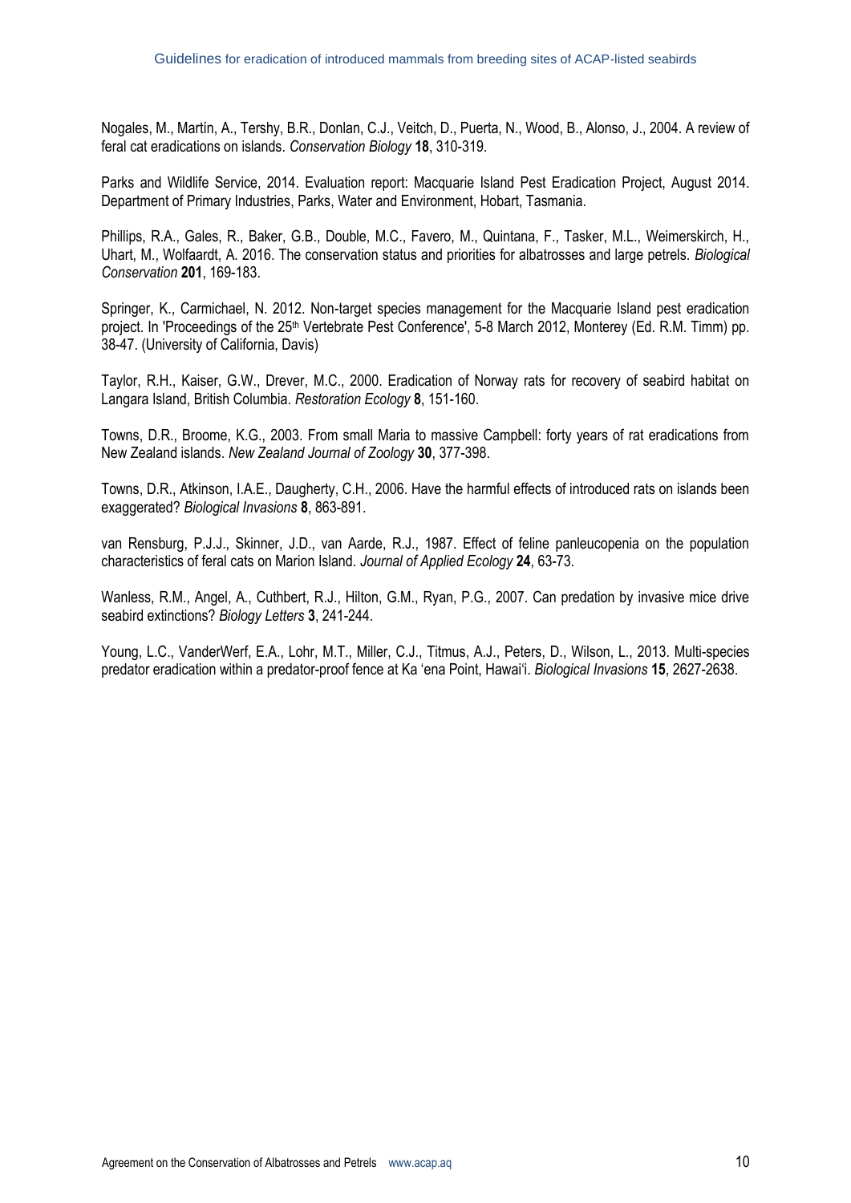Nogales, M., Martín, A., Tershy, B.R., Donlan, C.J., Veitch, D., Puerta, N., Wood, B., Alonso, J., 2004. A review of feral cat eradications on islands. *Conservation Biology* **18**, 310-319.

Parks and Wildlife Service, 2014. Evaluation report: Macquarie Island Pest Eradication Project, August 2014. Department of Primary Industries, Parks, Water and Environment, Hobart, Tasmania.

Phillips, R.A., Gales, R., Baker, G.B., Double, M.C., Favero, M., Quintana, F., Tasker, M.L., Weimerskirch, H., Uhart, M., Wolfaardt, A. 2016. The conservation status and priorities for albatrosses and large petrels. *Biological Conservation* **201**, 169-183.

Springer, K., Carmichael, N. 2012. Non-target species management for the Macquarie Island pest eradication project. In 'Proceedings of the 25th Vertebrate Pest Conference', 5-8 March 2012, Monterey (Ed. R.M. Timm) pp. 38-47. (University of California, Davis)

Taylor, R.H., Kaiser, G.W., Drever, M.C., 2000. Eradication of Norway rats for recovery of seabird habitat on Langara Island, British Columbia. *Restoration Ecology* **8**, 151-160.

Towns, D.R., Broome, K.G., 2003. From small Maria to massive Campbell: forty years of rat eradications from New Zealand islands. *New Zealand Journal of Zoology* **30**, 377-398.

Towns, D.R., Atkinson, I.A.E., Daugherty, C.H., 2006. Have the harmful effects of introduced rats on islands been exaggerated? *Biological Invasions* **8**, 863-891.

van Rensburg, P.J.J., Skinner, J.D., van Aarde, R.J., 1987. Effect of feline panleucopenia on the population characteristics of feral cats on Marion Island. *Journal of Applied Ecology* **24**, 63-73.

Wanless, R.M., Angel, A., Cuthbert, R.J., Hilton, G.M., Ryan, P.G., 2007. Can predation by invasive mice drive seabird extinctions? *Biology Letters* **3**, 241-244.

Young, L.C., VanderWerf, E.A., Lohr, M.T., Miller, C.J., Titmus, A.J., Peters, D., Wilson, L., 2013. Multi-species predator eradication within a predator-proof fence at Ka ʻena Point, Hawaiʻi. *Biological Invasions* **15**, 2627-2638.